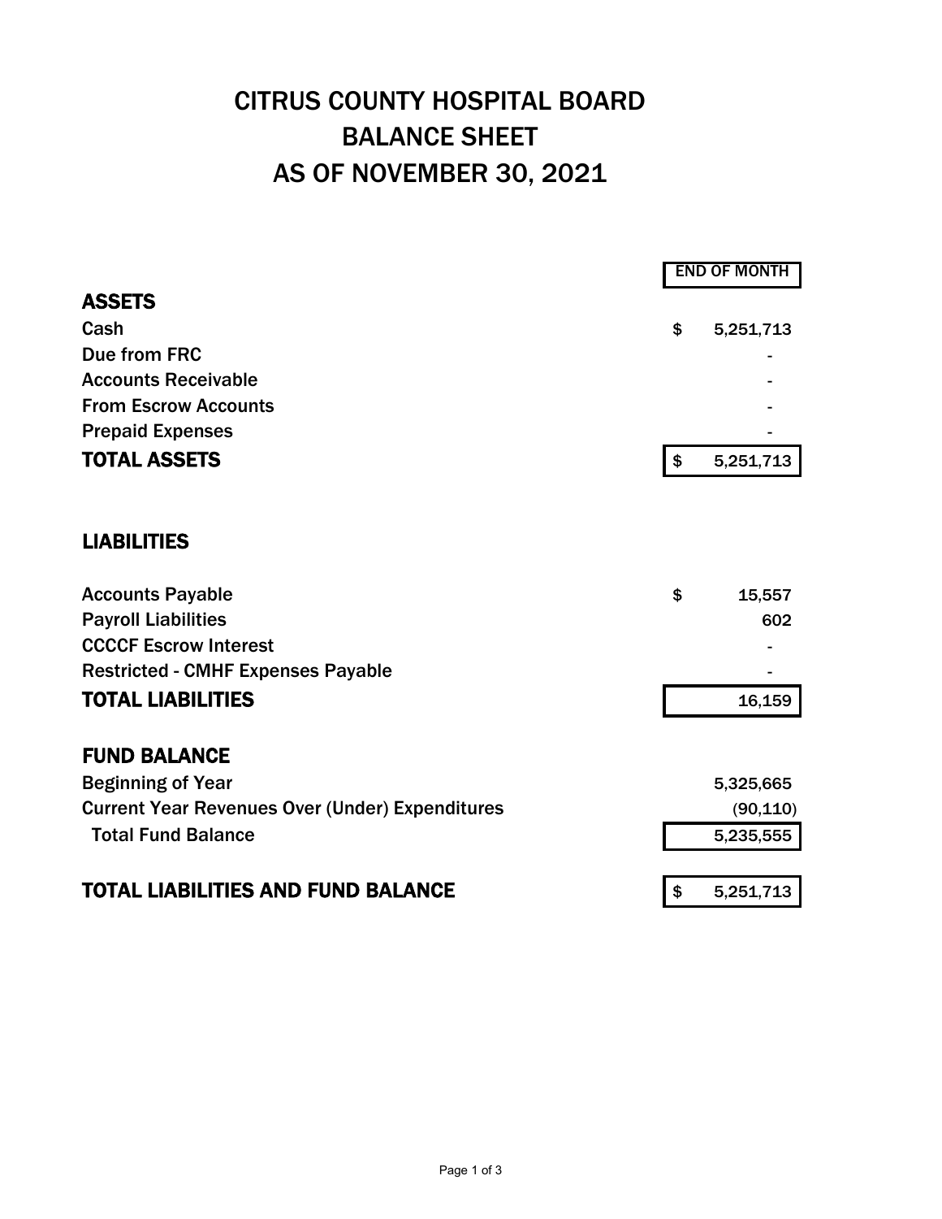# CITRUS COUNTY HOSPITAL BOARD
# BALANCE SHEET
# AS OF NOVEMBER 30, 2021

| | END OF MONTH |
|---|---|
| **ASSETS** | |
| Cash | $ 5,251,713 |
| Due from FRC | - |
| Accounts Receivable | - |
| From Escrow Accounts | - |
| Prepaid Expenses | - |
| **TOTAL ASSETS** | $ 5,251,713 |
| | |
| **LIABILITIES** | |
| Accounts Payable | $ 15,557 |
| Payroll Liabilities | 602 |
| CCCCF Escrow Interest | - |
| Restricted - CMHF Expenses Payable | - |
| **TOTAL LIABILITIES** | 16,159 |
| | |
| **FUND BALANCE** | |
| Beginning of Year | 5,325,665 |
| Current Year Revenues Over (Under) Expenditures | (90,110) |
| Total Fund Balance | 5,235,555 |
| | |
| **TOTAL LIABILITIES AND FUND BALANCE** | $ 5,251,713 |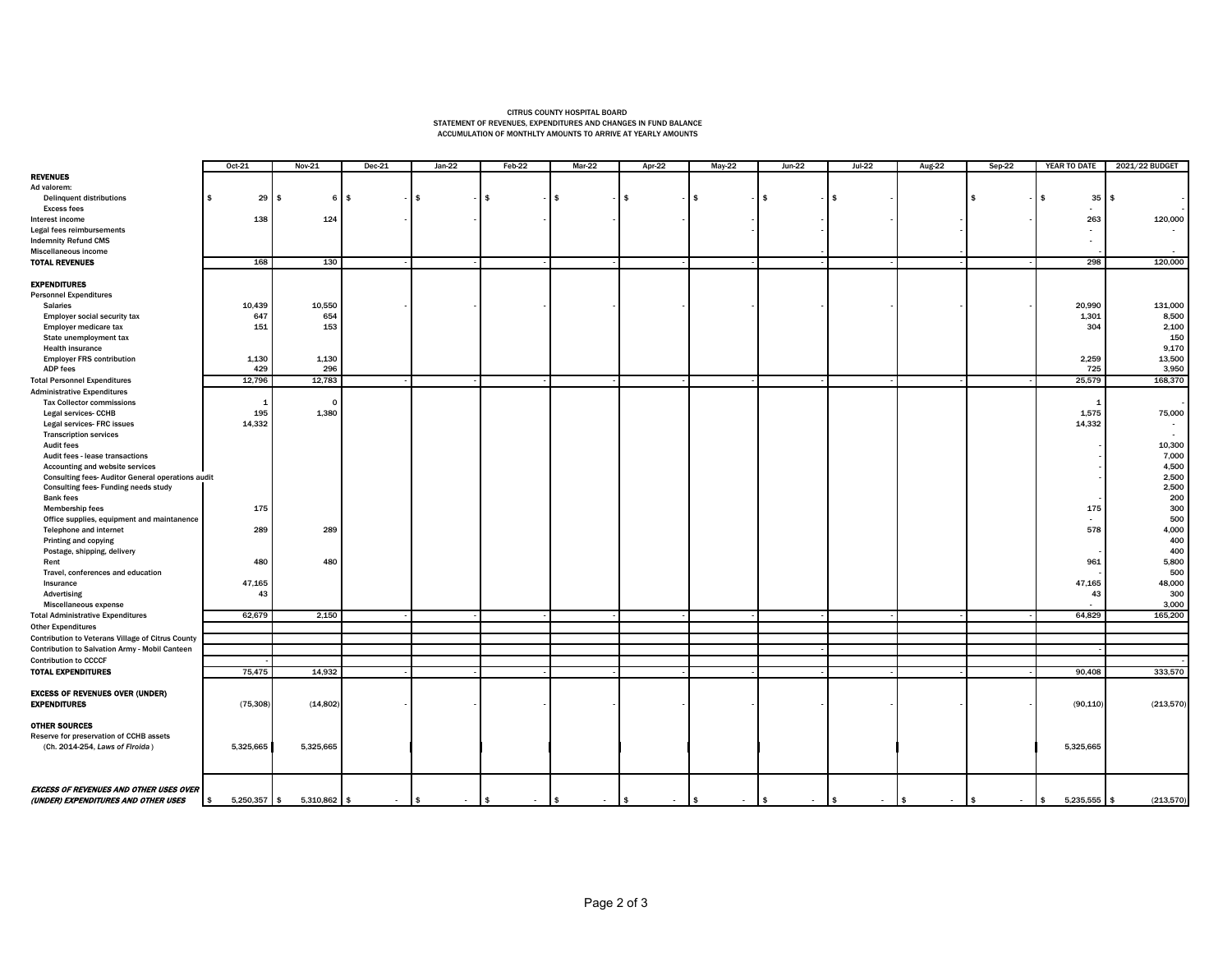CITRUS COUNTY HOSPITAL BOARD
STATEMENT OF REVENUES, EXPENDITURES AND CHANGES IN FUND BALANCE
ACCUMULATION OF MONTHLTY AMOUNTS TO ARRIVE AT YEARLY AMOUNTS

| | Oct-21 | Nov-21 | Dec-21 | Jan-22 | Feb-22 | Mar-22 | Apr-22 | May-22 | Jun-22 | Jul-22 | Aug-22 | Sep-22 | YEAR TO DATE | 2021/22 BUDGET |
|---|---|---|---|---|---|---|---|---|---|---|---|---|---|---|
| **REVENUES** | | | | | | | | | | | | | | |
| Ad valorem: | | | | | | | | | | | | | | |
| Delinquent distributions | $ 29 | $ 6 | $ - | $ - | $ - | $ - | $ - | $ - | $ - | $ - | | $ - | $ 35 | $ - |
| Excess fees | | | | | | | | | | | | | - | - |
| Interest income | 138 | 124 | - | - | - | - | - | - | - | - | - | - | 263 | 120,000 |
| Legal fees reimbursements | | | | | | | | - | - | - | - | | - | - |
| Indemnity Refund CMS | | | | | | | | | | | | | - | |
| Miscellaneous income | | | | | | | | | - | | - | | - | - |
| **TOTAL REVENUES** | 168 | 130 | - | - | - | - | - | - | - | - | - | - | 298 | 120,000 |
| | | | | | | | | | | | | | | |
| **EXPENDITURES** | | | | | | | | | | | | | | |
| Personnel Expenditures | | | | | | | | | | | | | | |
| Salaries | 10,439 | 10,550 | - | - | - | - | - | - | - | - | - | - | 20,990 | 131,000 |
| Employer social security tax | 647 | 654 | | | | | | | | | | | 1,301 | 8,500 |
| Employer medicare tax | 151 | 153 | | | | | | | | | | | 304 | 2,100 |
| State unemployment tax | | | | | | | | | | | | | | 150 |
| Health insurance | | | | | | | | | | | | | | 9,170 |
| Employer FRS contribution | 1,130 | 1,130 | | | | | | | | | | | 2,259 | 13,500 |
| ADP fees | 429 | 296 | | | | | | | | | | | 725 | 3,950 |
| Total Personnel Expenditures | 12,796 | 12,783 | - | - | - | - | - | - | - | - | - | - | 25,579 | 168,370 |
| Administrative Expenditures | | | | | | | | | | | | | | |
| Tax Collector commissions | 1 | 0 | | | | | | | | | | | 1 | - |
| Legal services- CCHB | 195 | 1,380 | | | | | | | | | | | 1,575 | 75,000 |
| Legal services- FRC issues | 14,332 | | | | | | | | | | | | 14,332 | - |
| Transcription services | | | | | | | | | | | | | | - |
| Audit fees | | | | | | | | | | | | | - | 10,300 |
| Audit fees - lease transactions | | | | | | | | | | | | | - | 7,000 |
| Accounting and website services | | | | | | | | | | | | | - | 4,500 |
| Consulting fees- Auditor General operations audit | | | | | | | | | | | | | - | 2,500 |
| Consulting fees- Funding needs study | | | | | | | | | | | | | - | 2,500 |
| Bank fees | | | | | | | | | | | | | - | 200 |
| Membership fees | 175 | | | | | | | | | | | | 175 | 300 |
| Office supplies, equipment and maintanence | | | | | | | | | | | | | - | 500 |
| Telephone and internet | 289 | 289 | | | | | | | | | | | 578 | 4,000 |
| Printing and copying | | | | | | | | | | | | | | 400 |
| Postage, shipping, delivery | | | | | | | | | | | | | - | 400 |
| Rent | 480 | 480 | | | | | | | | | | | 961 | 5,800 |
| Travel, conferences and education | | | | | | | | | | | | | - | 500 |
| Insurance | 47,165 | | | | | | | | | | | | 47,165 | 48,000 |
| Advertising | 43 | | | | | | | | | | | | 43 | 300 |
| Miscellaneous expense | | | | | | | | | | | | | - | 3,000 |
| Total Administrative Expenditures | 62,679 | 2,150 | - | - | - | - | - | - | - | - | - | - | 64,829 | 165,200 |
| Other Expenditures | | | | | | | | | | | | | | |
| Contribution to Veterans Village of Citrus County | | | | | | | | | | | | | | |
| Contribution to Salvation Army - Mobil Canteen | | | | | | | | | - | | | | - | |
| Contribution to CCCCF | - | | | | | | | | | | | | | - |
| **TOTAL EXPENDITURES** | 75,475 | 14,932 | - | - | - | - | - | - | - | - | - | - | 90,408 | 333,570 |
| | | | | | | | | | | | | | | |
| **EXCESS OF REVENUES OVER (UNDER) EXPENDITURES** | (75,308) | (14,802) | - | - | - | - | - | - | - | - | - | - | (90,110) | (213,570) |
| | | | | | | | | | | | | | | |
| **OTHER SOURCES** | | | | | | | | | | | | | | |
| Reserve for preservation of CCHB assets (Ch. 2014-254, *Laws of Flroida*) | 5,325,665 | 5,325,665 | | | | | | | | | | | 5,325,665 | |
| | | | | | | | | | | | | | | |
| ***EXCESS OF REVENUES AND OTHER USES OVER (UNDER) EXPENDITURES AND OTHER USES*** | $ 5,250,357 | $ 5,310,862 | $ - | $ - | $ - | $ - | $ - | $ - | $ - | $ - | $ - | $ - | $ 5,235,555 | $ (213,570) |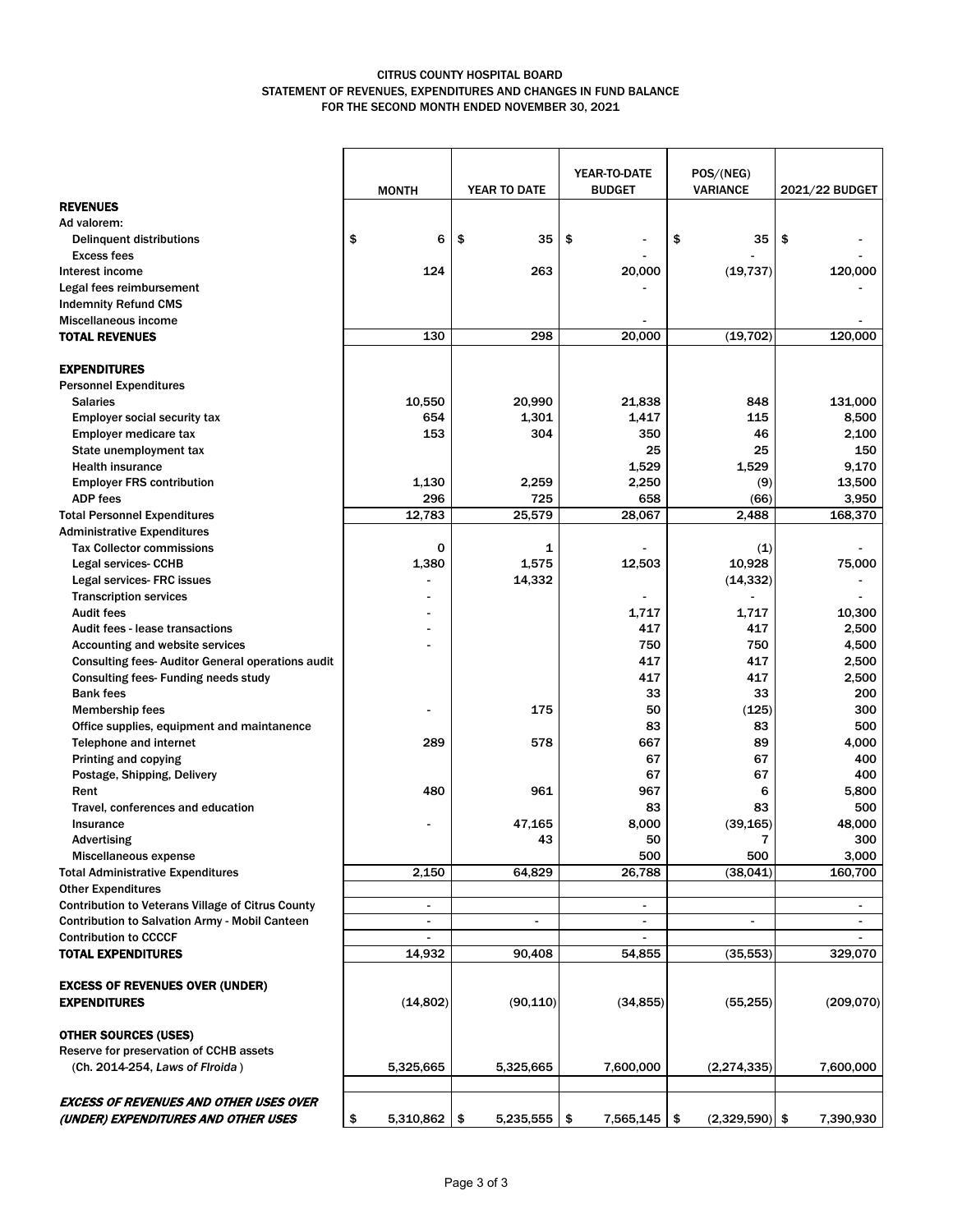CITRUS COUNTY HOSPITAL BOARD
STATEMENT OF REVENUES, EXPENDITURES AND CHANGES IN FUND BALANCE
FOR THE SECOND MONTH ENDED NOVEMBER 30, 2021

| | MONTH | YEAR TO DATE | YEAR-TO-DATE BUDGET | POS/(NEG) VARIANCE | 2021/22 BUDGET |
|---|---|---|---|---|---|
| **REVENUES** | | | | | |
| Ad valorem: | | | | | |
| Delinquent distributions | $ 6 | $ 35 | $ - | $ 35 | $ - |
| Excess fees | | | - | - | - |
| Interest income | 124 | 263 | 20,000 | (19,737) | 120,000 |
| Legal fees reimbursement | | | - | | - |
| Indemnity Refund CMS | | | | | |
| Miscellaneous income | | | - | | - |
| **TOTAL REVENUES** | 130 | 298 | 20,000 | (19,702) | 120,000 |
| **EXPENDITURES** | | | | | |
| Personnel Expenditures | | | | | |
| Salaries | 10,550 | 20,990 | 21,838 | 848 | 131,000 |
| Employer social security tax | 654 | 1,301 | 1,417 | 115 | 8,500 |
| Employer medicare tax | 153 | 304 | 350 | 46 | 2,100 |
| State unemployment tax | | | 25 | 25 | 150 |
| Health insurance | | | 1,529 | 1,529 | 9,170 |
| Employer FRS contribution | 1,130 | 2,259 | 2,250 | (9) | 13,500 |
| ADP fees | 296 | 725 | 658 | (66) | 3,950 |
| Total Personnel Expenditures | 12,783 | 25,579 | 28,067 | 2,488 | 168,370 |
| Administrative Expenditures | | | | | |
| Tax Collector commissions | 0 | 1 | - | (1) | - |
| Legal services- CCHB | 1,380 | 1,575 | 12,503 | 10,928 | 75,000 |
| Legal services- FRC issues | - | 14,332 | | (14,332) | - |
| Transcription services | - | | - | - | - |
| Audit fees | - | | 1,717 | 1,717 | 10,300 |
| Audit fees - lease transactions | - | | 417 | 417 | 2,500 |
| Accounting and website services | - | | 750 | 750 | 4,500 |
| Consulting fees- Auditor General operations audit | | | 417 | 417 | 2,500 |
| Consulting fees- Funding needs study | | | 417 | 417 | 2,500 |
| Bank fees | | | 33 | 33 | 200 |
| Membership fees | - | 175 | 50 | (125) | 300 |
| Office supplies, equipment and maintanence | | | 83 | 83 | 500 |
| Telephone and internet | 289 | 578 | 667 | 89 | 4,000 |
| Printing and copying | | | 67 | 67 | 400 |
| Postage, Shipping, Delivery | | | 67 | 67 | 400 |
| Rent | 480 | 961 | 967 | 6 | 5,800 |
| Travel, conferences and education | | | 83 | 83 | 500 |
| Insurance | - | 47,165 | 8,000 | (39,165) | 48,000 |
| Advertising | | 43 | 50 | 7 | 300 |
| Miscellaneous expense | | | 500 | 500 | 3,000 |
| Total Administrative Expenditures | 2,150 | 64,829 | 26,788 | (38,041) | 160,700 |
| Other Expenditures | | | | | |
| Contribution to Veterans Village of Citrus County | - | | - | | - |
| Contribution to Salvation Army - Mobil Canteen | - | - | - | - | - |
| Contribution to CCCCF | - | | - | | - |
| **TOTAL EXPENDITURES** | 14,932 | 90,408 | 54,855 | (35,553) | 329,070 |
| **EXCESS OF REVENUES OVER (UNDER) EXPENDITURES** | (14,802) | (90,110) | (34,855) | (55,255) | (209,070) |
| **OTHER SOURCES (USES)** | | | | | |
| Reserve for preservation of CCHB assets (Ch. 2014-254, *Laws of Flroida*) | 5,325,665 | 5,325,665 | 7,600,000 | (2,274,335) | 7,600,000 |
| ***EXCESS OF REVENUES AND OTHER USES OVER (UNDER) EXPENDITURES AND OTHER USES*** | $ 5,310,862 | $ 5,235,555 | $ 7,565,145 | $ (2,329,590) | $ 7,390,930 |